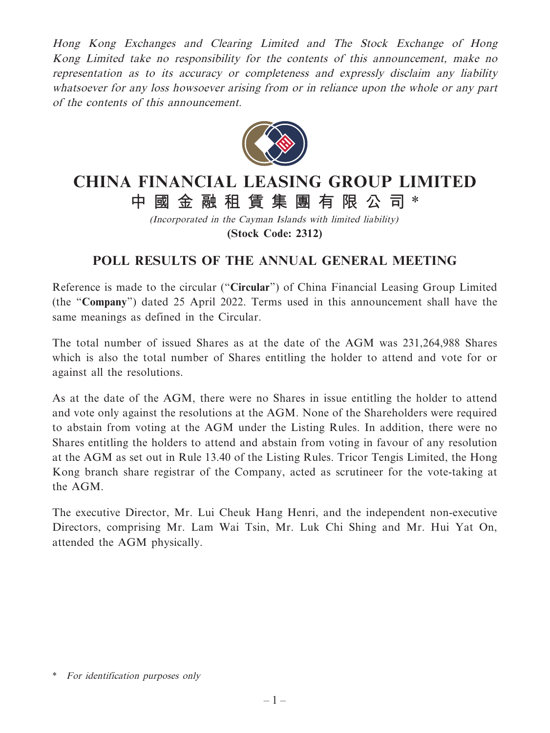*Hong Kong Exchanges and Clearing Limited and The Stock Exchange of Hong Kong Limited take no responsibility for the contents of this announcement, make no representation as to its accuracy or completeness and expressly disclaim any liability whatsoever for any loss howsoever arising from or in reliance upon the whole or any part of the contents of this announcement.*

# CHINA FINANCIAL LEASING GROUP LIMITED

# 中國金融租賃集團有限公司*

*(Incorporated in the Cayman Islands with limited liability)*

**(Stock Code: 2312)**

## POLL RESULTS OF THE ANNUAL GENERAL MEETING

Reference is made to the circular ("**Circular**") of China Financial Leasing Group Limited (the "**Company**") dated 25 April 2022. Terms used in this announcement shall have the same meanings as defined in the Circular.

The total number of issued Shares as at the date of the AGM was 231,264,988 Shares which is also the total number of Shares entitling the holder to attend and vote for or against all the resolutions.

As at the date of the AGM, there were no Shares in issue entitling the holder to attend and vote only against the resolutions at the AGM. None of the Shareholders were required to abstain from voting at the AGM under the Listing Rules. In addition, there were no Shares entitling the holders to attend and abstain from voting in favour of any resolution at the AGM as set out in Rule 13.40 of the Listing Rules. Tricor Tengis Limited, the Hong Kong branch share registrar of the Company, acted as scrutineer for the vote-taking at the AGM.

The executive Director, Mr. Lui Cheuk Hang Henri, and the independent non-executive Directors, comprising Mr. Lam Wai Tsin, Mr. Luk Chi Shing and Mr. Hui Yat On, attended the AGM physically.

\* *For identification purposes only*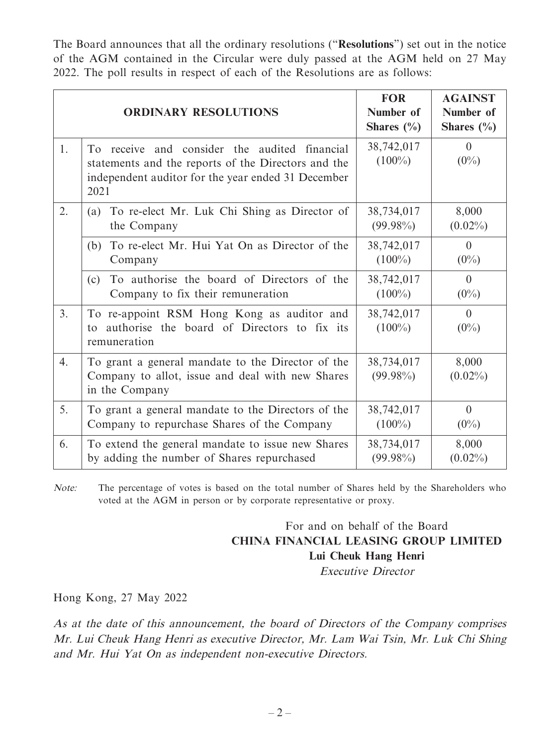The Board announces that all the ordinary resolutions ("**Resolutions**") set out in the notice of the AGM contained in the Circular were duly passed at the AGM held on 27 May 2022. The poll results in respect of each of the Resolutions are as follows:

| | ORDINARY RESOLUTIONS | FOR Number of Shares (%) | AGAINST Number of Shares (%) |
|---|---|---|---|
| 1. | To receive and consider the audited financial statements and the reports of the Directors and the independent auditor for the year ended 31 December 2021 | 38,742,017 (100%) | 0 (0%) |
| 2. | (a) To re-elect Mr. Luk Chi Shing as Director of the Company | 38,734,017 (99.98%) | 8,000 (0.02%) |
| | (b) To re-elect Mr. Hui Yat On as Director of the Company | 38,742,017 (100%) | 0 (0%) |
| | (c) To authorise the board of Directors of the Company to fix their remuneration | 38,742,017 (100%) | 0 (0%) |
| 3. | To re-appoint RSM Hong Kong as auditor and to authorise the board of Directors to fix its remuneration | 38,742,017 (100%) | 0 (0%) |
| 4. | To grant a general mandate to the Director of the Company to allot, issue and deal with new Shares in the Company | 38,734,017 (99.98%) | 8,000 (0.02%) |
| 5. | To grant a general mandate to the Directors of the Company to repurchase Shares of the Company | 38,742,017 (100%) | 0 (0%) |
| 6. | To extend the general mandate to issue new Shares by adding the number of Shares repurchased | 38,734,017 (99.98%) | 8,000 (0.02%) |

*Note:* The percentage of votes is based on the total number of Shares held by the Shareholders who voted at the AGM in person or by corporate representative or proxy.

For and on behalf of the Board
**CHINA FINANCIAL LEASING GROUP LIMITED**
**Lui Cheuk Hang Henri**
*Executive Director*

Hong Kong, 27 May 2022

*As at the date of this announcement, the board of Directors of the Company comprises Mr. Lui Cheuk Hang Henri as executive Director, Mr. Lam Wai Tsin, Mr. Luk Chi Shing and Mr. Hui Yat On as independent non-executive Directors.*